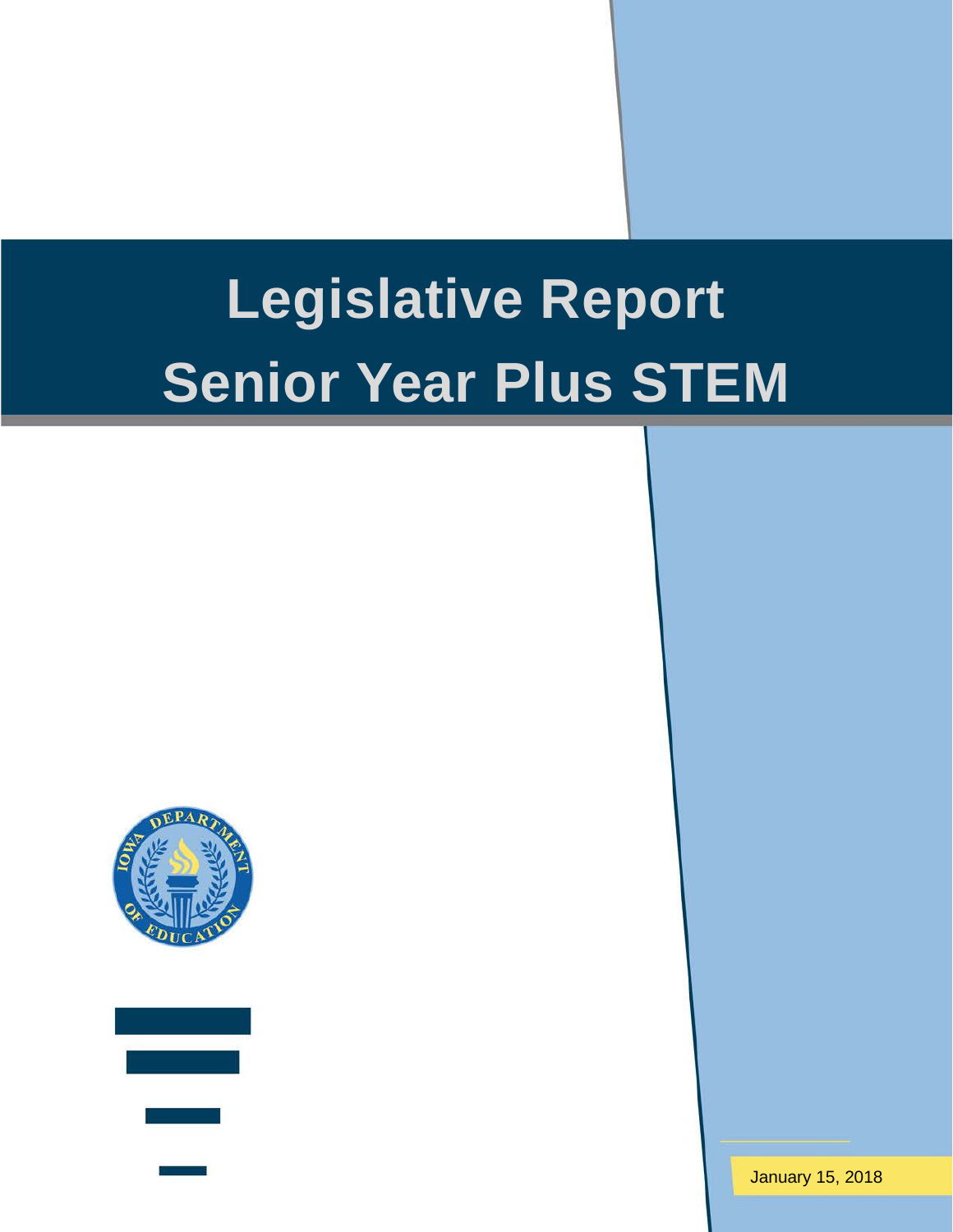# Legislative Report
# Senior Year Plus STEM

January 15, 2018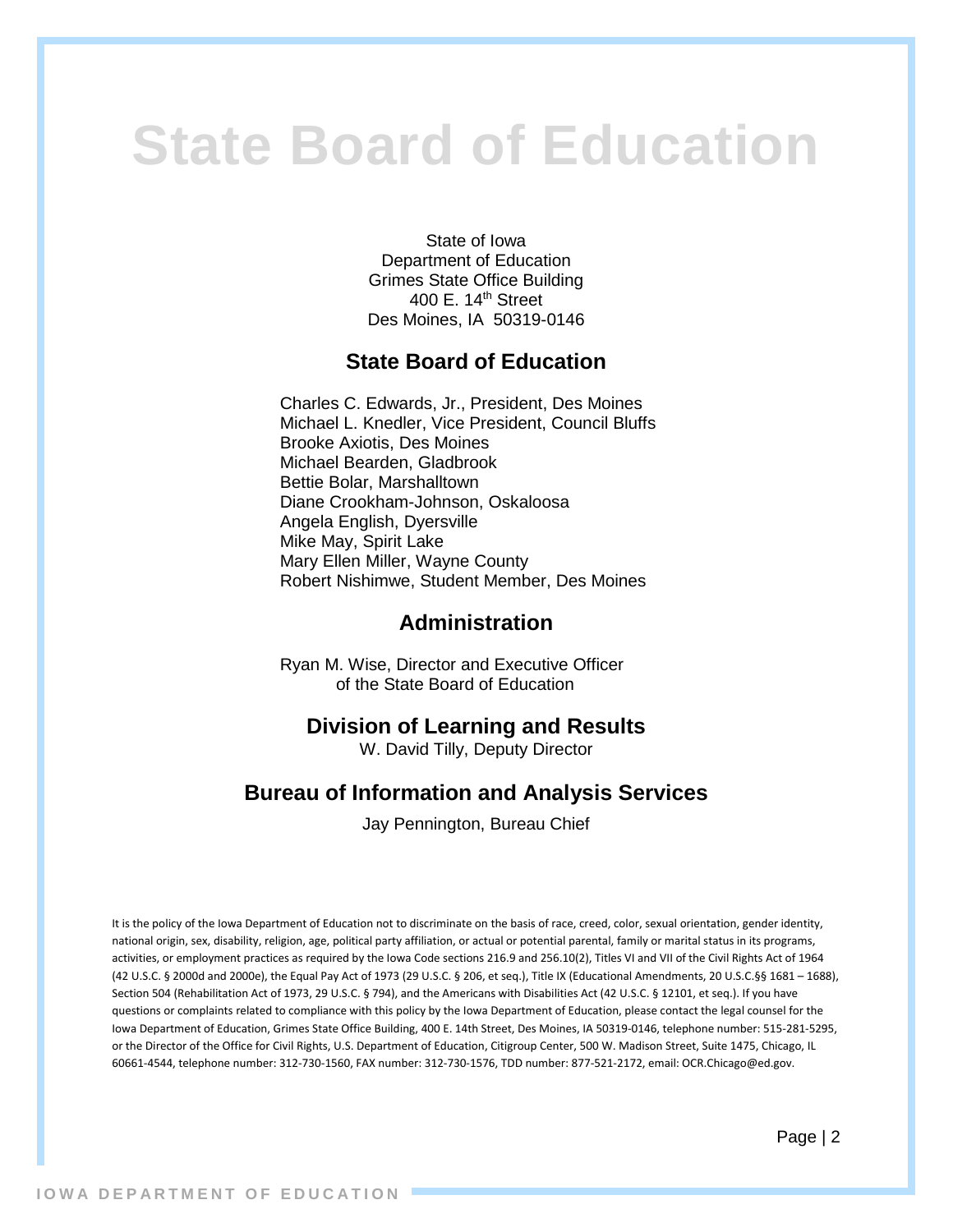# State Board of Education

State of Iowa
Department of Education
Grimes State Office Building
400 E. 14th Street
Des Moines, IA 50319-0146

## State Board of Education

Charles C. Edwards, Jr., President, Des Moines
Michael L. Knedler, Vice President, Council Bluffs
Brooke Axiotis, Des Moines
Michael Bearden, Gladbrook
Bettie Bolar, Marshalltown
Diane Crookham-Johnson, Oskaloosa
Angela English, Dyersville
Mike May, Spirit Lake
Mary Ellen Miller, Wayne County
Robert Nishimwe, Student Member, Des Moines

## Administration

Ryan M. Wise, Director and Executive Officer of the State Board of Education

## Division of Learning and Results

W. David Tilly, Deputy Director

## Bureau of Information and Analysis Services

Jay Pennington, Bureau Chief

It is the policy of the Iowa Department of Education not to discriminate on the basis of race, creed, color, sexual orientation, gender identity, national origin, sex, disability, religion, age, political party affiliation, or actual or potential parental, family or marital status in its programs, activities, or employment practices as required by the Iowa Code sections 216.9 and 256.10(2), Titles VI and VII of the Civil Rights Act of 1964 (42 U.S.C. § 2000d and 2000e), the Equal Pay Act of 1973 (29 U.S.C. § 206, et seq.), Title IX (Educational Amendments, 20 U.S.C.§§ 1681 – 1688), Section 504 (Rehabilitation Act of 1973, 29 U.S.C. § 794), and the Americans with Disabilities Act (42 U.S.C. § 12101, et seq.). If you have questions or complaints related to compliance with this policy by the Iowa Department of Education, please contact the legal counsel for the Iowa Department of Education, Grimes State Office Building, 400 E. 14th Street, Des Moines, IA 50319-0146, telephone number: 515-281-5295, or the Director of the Office for Civil Rights, U.S. Department of Education, Citigroup Center, 500 W. Madison Street, Suite 1475, Chicago, IL 60661-4544, telephone number: 312-730-1560, FAX number: 312-730-1576, TDD number: 877-521-2172, email: OCR.Chicago@ed.gov.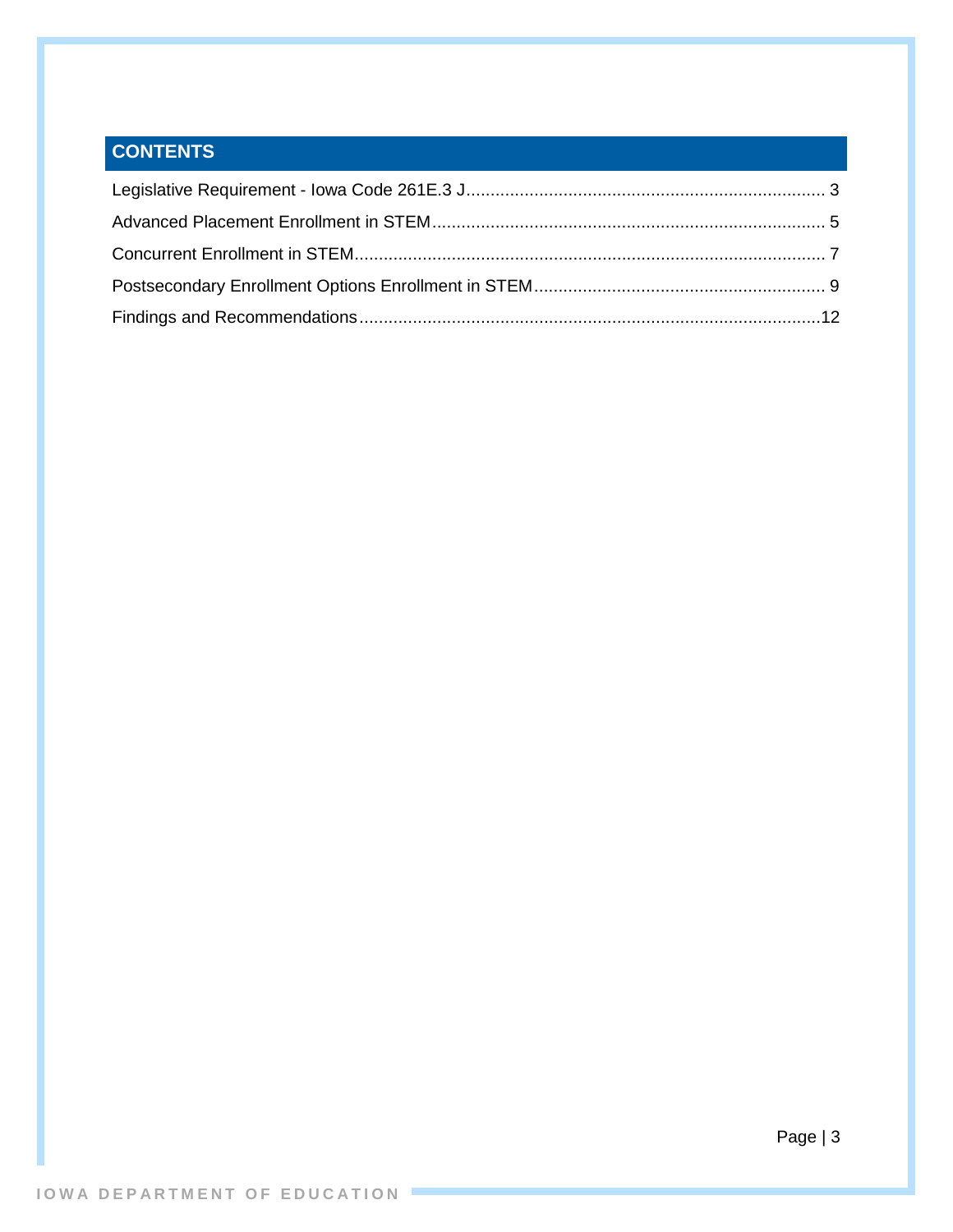## CONTENTS

Legislative Requirement - Iowa Code 261E.3 J.......................................................................... 3

Advanced Placement Enrollment in STEM................................................................................. 5

Concurrent Enrollment in STEM................................................................................................. 7

Postsecondary Enrollment Options Enrollment in STEM............................................................ 9

Findings and Recommendations...............................................................................................12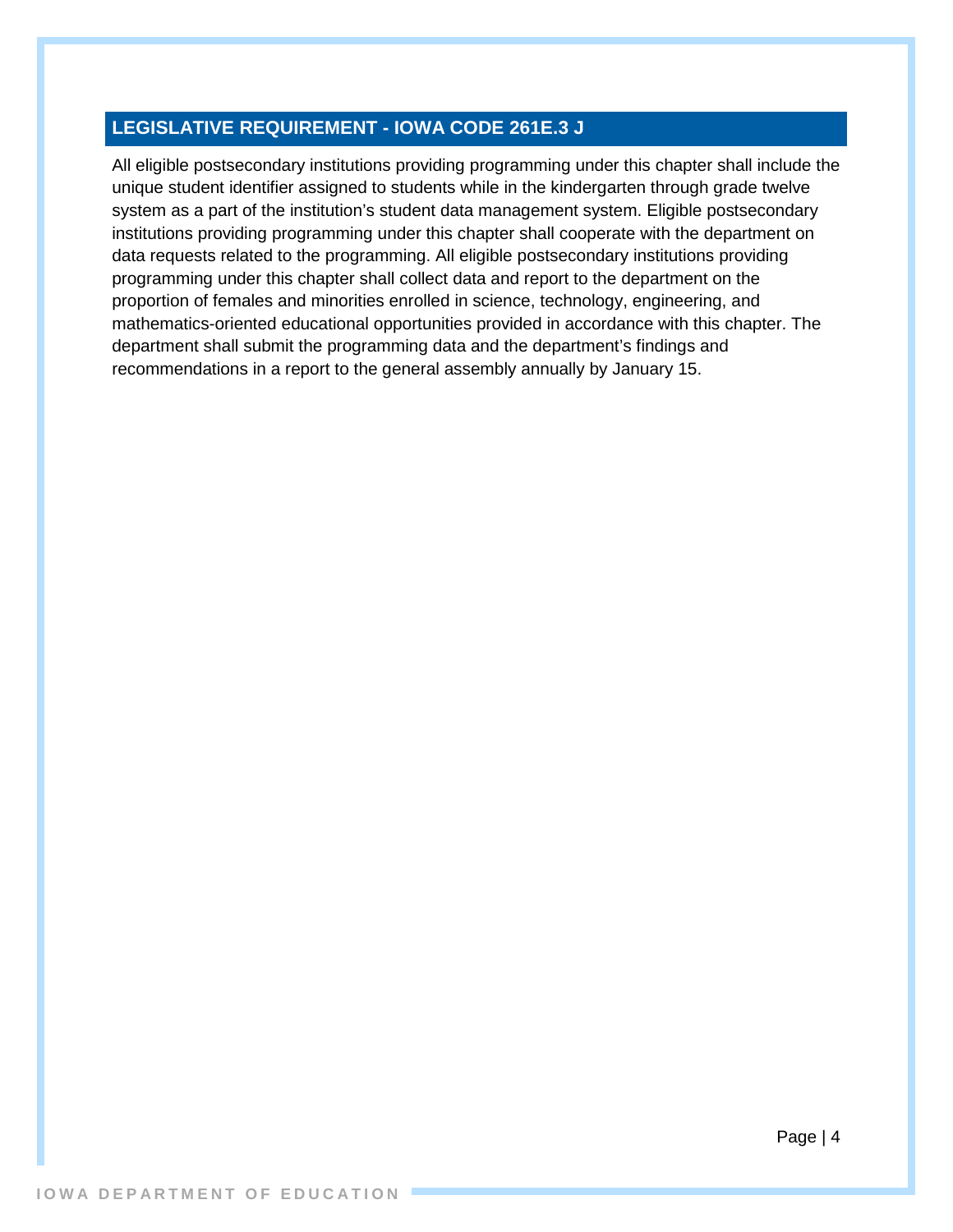## LEGISLATIVE REQUIREMENT - IOWA CODE 261E.3 J

All eligible postsecondary institutions providing programming under this chapter shall include the unique student identifier assigned to students while in the kindergarten through grade twelve system as a part of the institution's student data management system. Eligible postsecondary institutions providing programming under this chapter shall cooperate with the department on data requests related to the programming. All eligible postsecondary institutions providing programming under this chapter shall collect data and report to the department on the proportion of females and minorities enrolled in science, technology, engineering, and mathematics-oriented educational opportunities provided in accordance with this chapter. The department shall submit the programming data and the department's findings and recommendations in a report to the general assembly annually by January 15.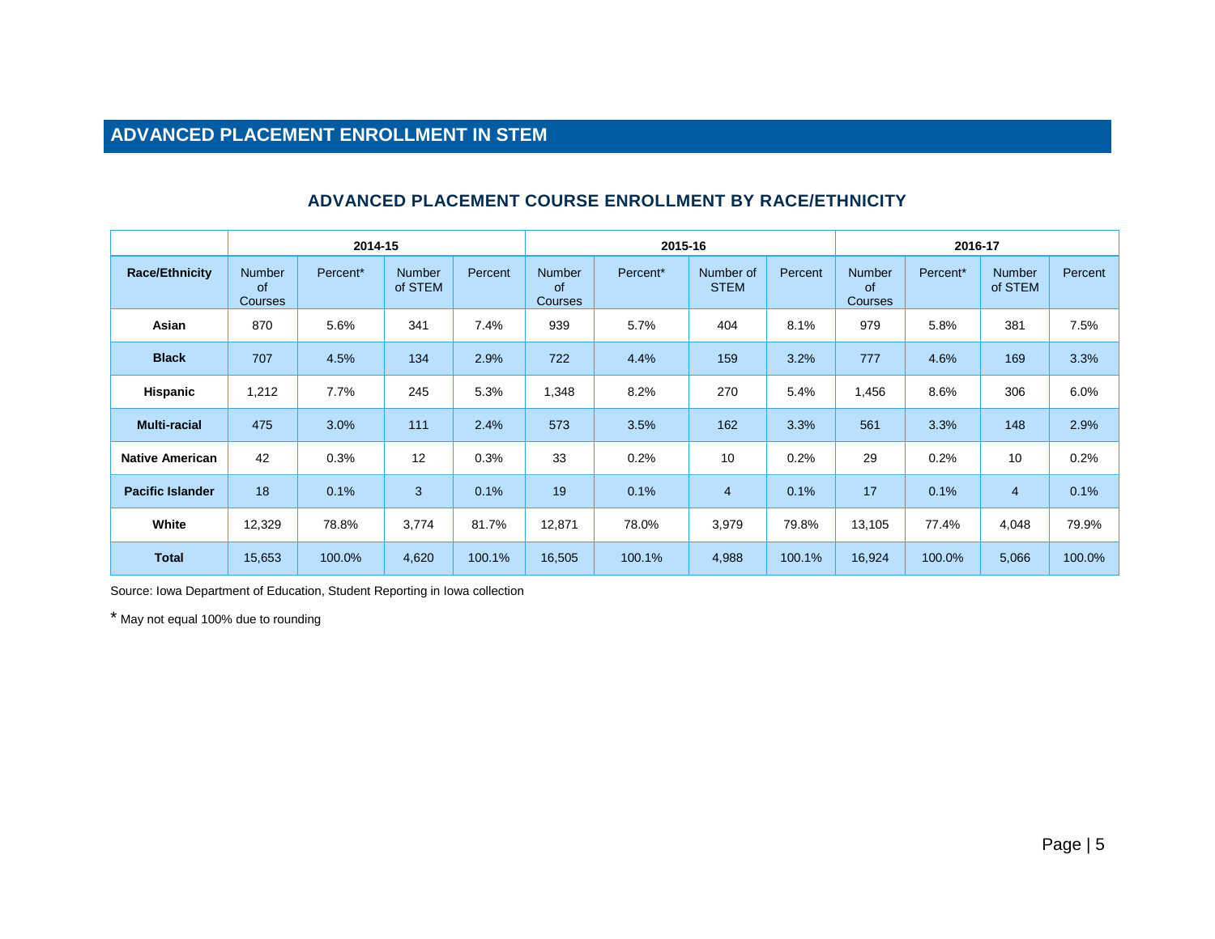# ADVANCED PLACEMENT ENROLLMENT IN STEM

## ADVANCED PLACEMENT COURSE ENROLLMENT BY RACE/ETHNICITY

| | 2014-15 | | | | 2015-16 | | | | 2016-17 | | | |
|---|---|---|---|---|---|---|---|---|---|---|---|---|
| **Race/Ethnicity** | Number of Courses | Percent* | Number of STEM | Percent | Number of Courses | Percent* | Number of STEM | Percent | Number of Courses | Percent* | Number of STEM | Percent |
| **Asian** | 870 | 5.6% | 341 | 7.4% | 939 | 5.7% | 404 | 8.1% | 979 | 5.8% | 381 | 7.5% |
| **Black** | 707 | 4.5% | 134 | 2.9% | 722 | 4.4% | 159 | 3.2% | 777 | 4.6% | 169 | 3.3% |
| **Hispanic** | 1,212 | 7.7% | 245 | 5.3% | 1,348 | 8.2% | 270 | 5.4% | 1,456 | 8.6% | 306 | 6.0% |
| **Multi-racial** | 475 | 3.0% | 111 | 2.4% | 573 | 3.5% | 162 | 3.3% | 561 | 3.3% | 148 | 2.9% |
| **Native American** | 42 | 0.3% | 12 | 0.3% | 33 | 0.2% | 10 | 0.2% | 29 | 0.2% | 10 | 0.2% |
| **Pacific Islander** | 18 | 0.1% | 3 | 0.1% | 19 | 0.1% | 4 | 0.1% | 17 | 0.1% | 4 | 0.1% |
| **White** | 12,329 | 78.8% | 3,774 | 81.7% | 12,871 | 78.0% | 3,979 | 79.8% | 13,105 | 77.4% | 4,048 | 79.9% |
| **Total** | 15,653 | 100.0% | 4,620 | 100.1% | 16,505 | 100.1% | 4,988 | 100.1% | 16,924 | 100.0% | 5,066 | 100.0% |

Source: Iowa Department of Education, Student Reporting in Iowa collection

* May not equal 100% due to rounding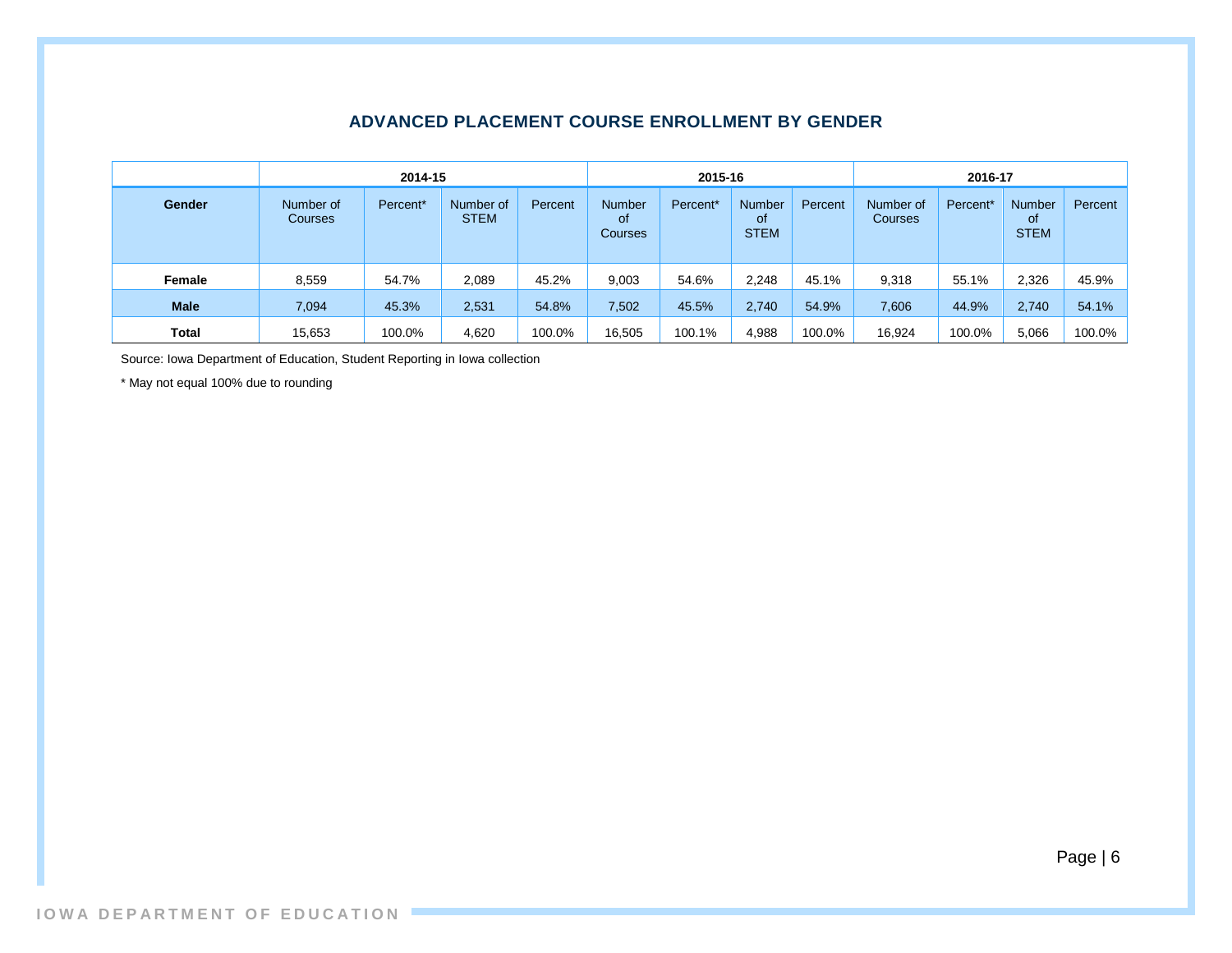## ADVANCED PLACEMENT COURSE ENROLLMENT BY GENDER

| | 2014-15 | | | | 2015-16 | | | | 2016-17 | | | |
|---|---|---|---|---|---|---|---|---|---|---|---|---|
| Gender | Number of Courses | Percent* | Number of STEM | Percent | Number of Courses | Percent* | Number of STEM | Percent | Number of Courses | Percent* | Number of STEM | Percent |
| **Female** | 8,559 | 54.7% | 2,089 | 45.2% | 9,003 | 54.6% | 2,248 | 45.1% | 9,318 | 55.1% | 2,326 | 45.9% |
| **Male** | 7,094 | 45.3% | 2,531 | 54.8% | 7,502 | 45.5% | 2,740 | 54.9% | 7,606 | 44.9% | 2,740 | 54.1% |
| **Total** | 15,653 | 100.0% | 4,620 | 100.0% | 16,505 | 100.1% | 4,988 | 100.0% | 16,924 | 100.0% | 5,066 | 100.0% |

Source: Iowa Department of Education, Student Reporting in Iowa collection

* May not equal 100% due to rounding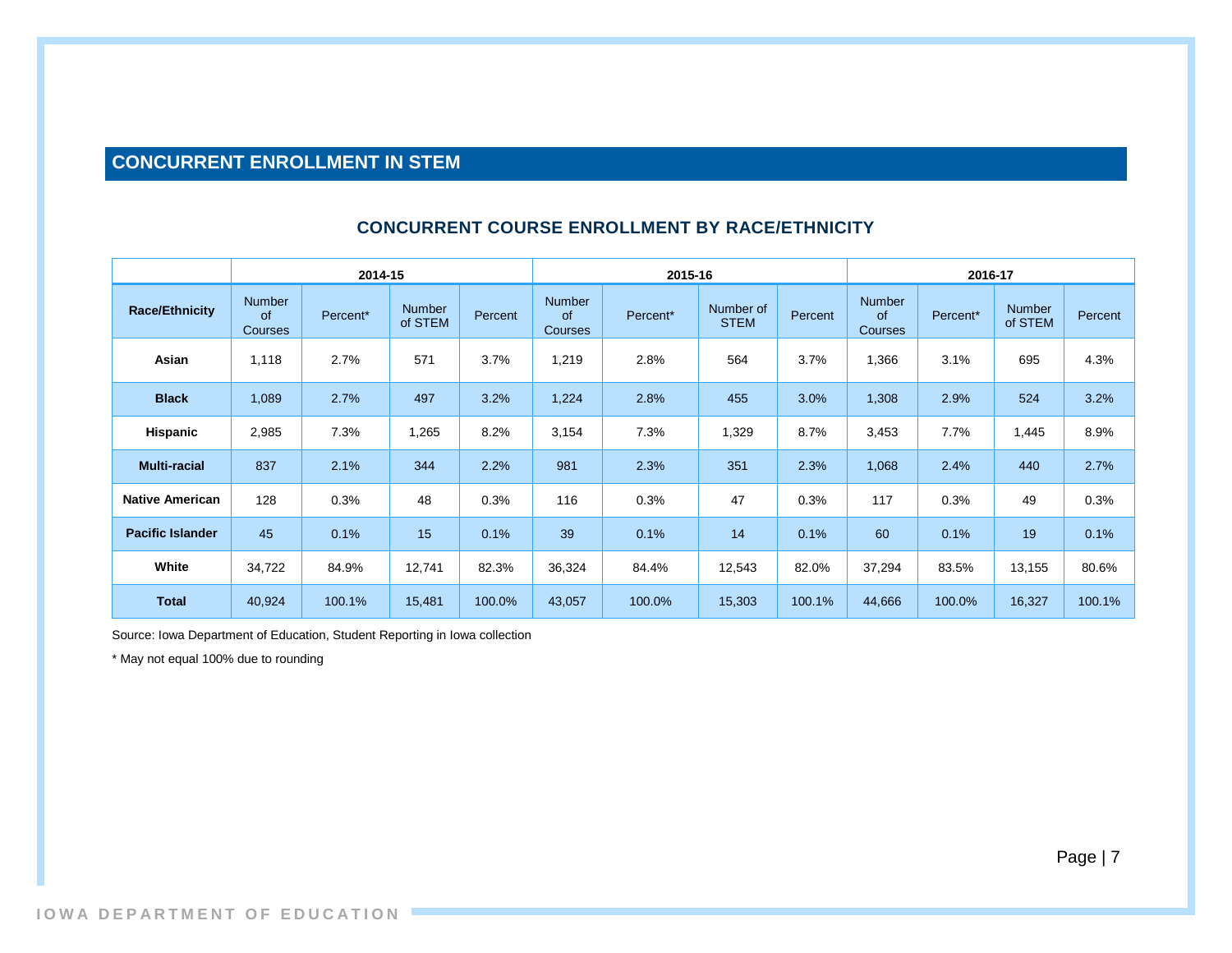## CONCURRENT ENROLLMENT IN STEM

### CONCURRENT COURSE ENROLLMENT BY RACE/ETHNICITY

| | 2014-15 | | | | 2015-16 | | | | 2016-17 | | | |
|---|---|---|---|---|---|---|---|---|---|---|---|---|
| **Race/Ethnicity** | Number of Courses | Percent* | Number of STEM | Percent | Number of Courses | Percent* | Number of STEM | Percent | Number of Courses | Percent* | Number of STEM | Percent |
| **Asian** | 1,118 | 2.7% | 571 | 3.7% | 1,219 | 2.8% | 564 | 3.7% | 1,366 | 3.1% | 695 | 4.3% |
| **Black** | 1,089 | 2.7% | 497 | 3.2% | 1,224 | 2.8% | 455 | 3.0% | 1,308 | 2.9% | 524 | 3.2% |
| **Hispanic** | 2,985 | 7.3% | 1,265 | 8.2% | 3,154 | 7.3% | 1,329 | 8.7% | 3,453 | 7.7% | 1,445 | 8.9% |
| **Multi-racial** | 837 | 2.1% | 344 | 2.2% | 981 | 2.3% | 351 | 2.3% | 1,068 | 2.4% | 440 | 2.7% |
| **Native American** | 128 | 0.3% | 48 | 0.3% | 116 | 0.3% | 47 | 0.3% | 117 | 0.3% | 49 | 0.3% |
| **Pacific Islander** | 45 | 0.1% | 15 | 0.1% | 39 | 0.1% | 14 | 0.1% | 60 | 0.1% | 19 | 0.1% |
| **White** | 34,722 | 84.9% | 12,741 | 82.3% | 36,324 | 84.4% | 12,543 | 82.0% | 37,294 | 83.5% | 13,155 | 80.6% |
| **Total** | 40,924 | 100.1% | 15,481 | 100.0% | 43,057 | 100.0% | 15,303 | 100.1% | 44,666 | 100.0% | 16,327 | 100.1% |

Source: Iowa Department of Education, Student Reporting in Iowa collection

* May not equal 100% due to rounding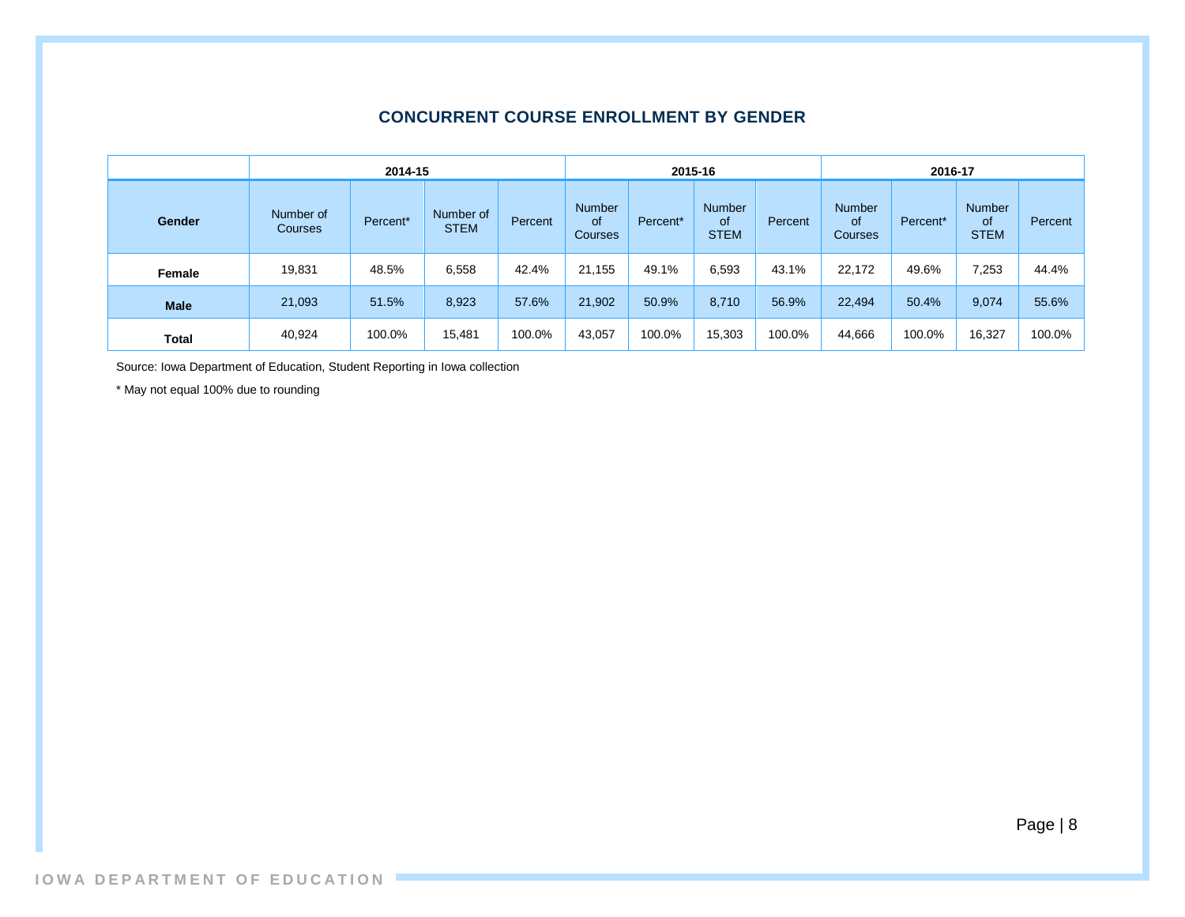## CONCURRENT COURSE ENROLLMENT BY GENDER

| | 2014-15 | | | | 2015-16 | | | | 2016-17 | | | |
|---|---|---|---|---|---|---|---|---|---|---|---|---|
| **Gender** | Number of Courses | Percent* | Number of STEM | Percent | Number of Courses | Percent* | Number of STEM | Percent | Number of Courses | Percent* | Number of STEM | Percent |
| **Female** | 19,831 | 48.5% | 6,558 | 42.4% | 21,155 | 49.1% | 6,593 | 43.1% | 22,172 | 49.6% | 7,253 | 44.4% |
| **Male** | 21,093 | 51.5% | 8,923 | 57.6% | 21,902 | 50.9% | 8,710 | 56.9% | 22,494 | 50.4% | 9,074 | 55.6% |
| **Total** | 40,924 | 100.0% | 15,481 | 100.0% | 43,057 | 100.0% | 15,303 | 100.0% | 44,666 | 100.0% | 16,327 | 100.0% |

Source: Iowa Department of Education, Student Reporting in Iowa collection

* May not equal 100% due to rounding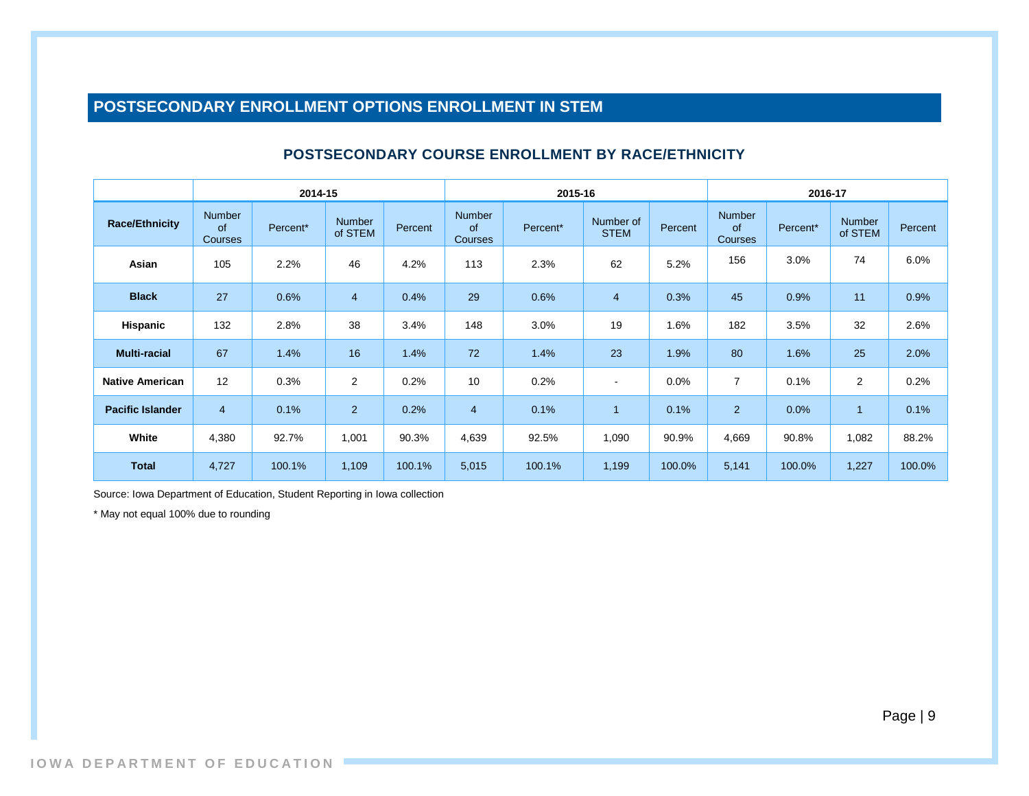## POSTSECONDARY ENROLLMENT OPTIONS ENROLLMENT IN STEM

### POSTSECONDARY COURSE ENROLLMENT BY RACE/ETHNICITY

| | 2014-15 | | | | 2015-16 | | | | 2016-17 | | | |
|---|---|---|---|---|---|---|---|---|---|---|---|---|
| **Race/Ethnicity** | Number of Courses | Percent* | Number of STEM | Percent | Number of Courses | Percent* | Number of STEM | Percent | Number of Courses | Percent* | Number of STEM | Percent |
| **Asian** | 105 | 2.2% | 46 | 4.2% | 113 | 2.3% | 62 | 5.2% | 156 | 3.0% | 74 | 6.0% |
| **Black** | 27 | 0.6% | 4 | 0.4% | 29 | 0.6% | 4 | 0.3% | 45 | 0.9% | 11 | 0.9% |
| **Hispanic** | 132 | 2.8% | 38 | 3.4% | 148 | 3.0% | 19 | 1.6% | 182 | 3.5% | 32 | 2.6% |
| **Multi-racial** | 67 | 1.4% | 16 | 1.4% | 72 | 1.4% | 23 | 1.9% | 80 | 1.6% | 25 | 2.0% |
| **Native American** | 12 | 0.3% | 2 | 0.2% | 10 | 0.2% | - | 0.0% | 7 | 0.1% | 2 | 0.2% |
| **Pacific Islander** | 4 | 0.1% | 2 | 0.2% | 4 | 0.1% | 1 | 0.1% | 2 | 0.0% | 1 | 0.1% |
| **White** | 4,380 | 92.7% | 1,001 | 90.3% | 4,639 | 92.5% | 1,090 | 90.9% | 4,669 | 90.8% | 1,082 | 88.2% |
| **Total** | 4,727 | 100.1% | 1,109 | 100.1% | 5,015 | 100.1% | 1,199 | 100.0% | 5,141 | 100.0% | 1,227 | 100.0% |

Source: Iowa Department of Education, Student Reporting in Iowa collection

* May not equal 100% due to rounding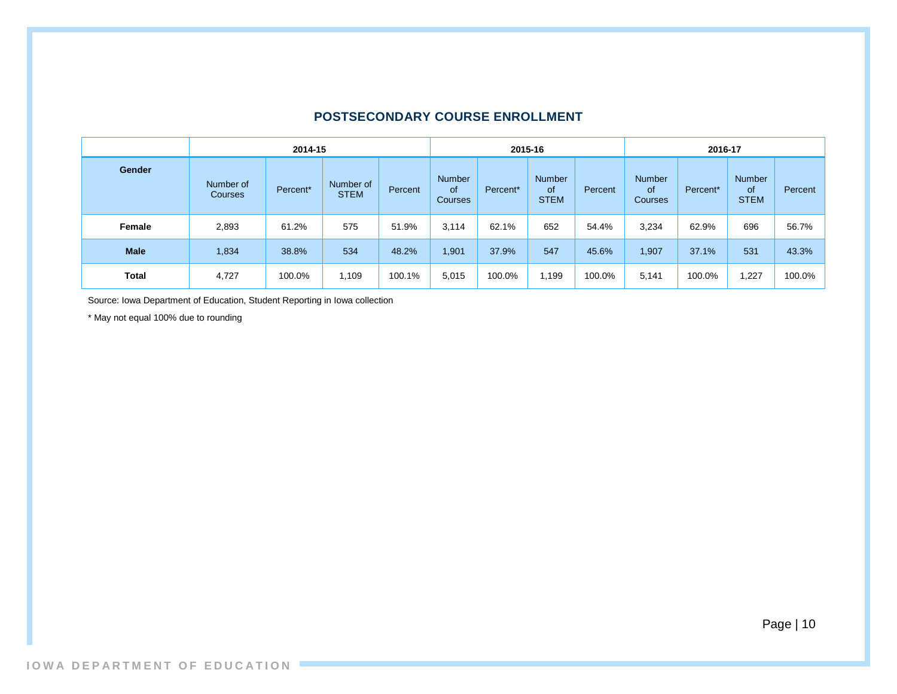## POSTSECONDARY COURSE ENROLLMENT

| | 2014-15 | | | | 2015-16 | | | | 2016-17 | | | |
|---|---|---|---|---|---|---|---|---|---|---|---|---|
| Gender | Number of Courses | Percent* | Number of STEM | Percent | Number of Courses | Percent* | Number of STEM | Percent | Number of Courses | Percent* | Number of STEM | Percent |
| Female | 2,893 | 61.2% | 575 | 51.9% | 3,114 | 62.1% | 652 | 54.4% | 3,234 | 62.9% | 696 | 56.7% |
| Male | 1,834 | 38.8% | 534 | 48.2% | 1,901 | 37.9% | 547 | 45.6% | 1,907 | 37.1% | 531 | 43.3% |
| Total | 4,727 | 100.0% | 1,109 | 100.1% | 5,015 | 100.0% | 1,199 | 100.0% | 5,141 | 100.0% | 1,227 | 100.0% |

Source: Iowa Department of Education, Student Reporting in Iowa collection

* May not equal 100% due to rounding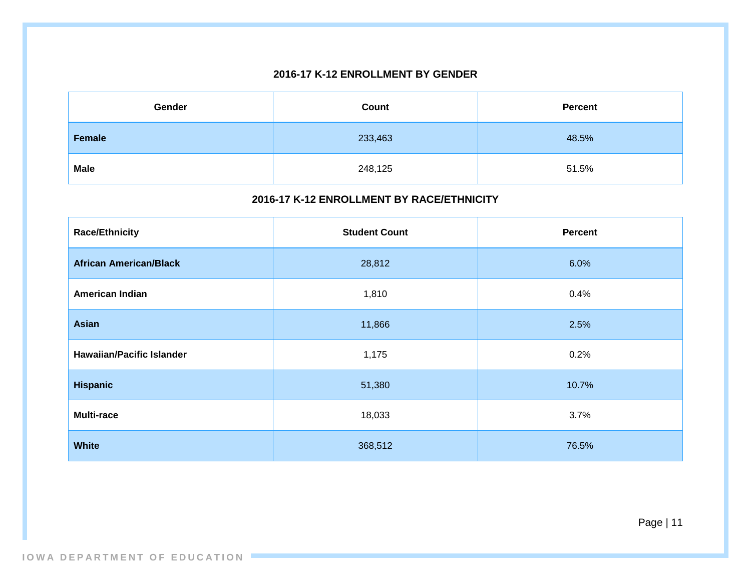### 2016-17 K-12 ENROLLMENT BY GENDER

| Gender | Count | Percent |
|---|---|---|
| **Female** | 233,463 | 48.5% |
| **Male** | 248,125 | 51.5% |

### 2016-17 K-12 ENROLLMENT BY RACE/ETHNICITY

| Race/Ethnicity | Student Count | Percent |
|---|---|---|
| **African American/Black** | 28,812 | 6.0% |
| **American Indian** | 1,810 | 0.4% |
| **Asian** | 11,866 | 2.5% |
| **Hawaiian/Pacific Islander** | 1,175 | 0.2% |
| **Hispanic** | 51,380 | 10.7% |
| **Multi-race** | 18,033 | 3.7% |
| **White** | 368,512 | 76.5% |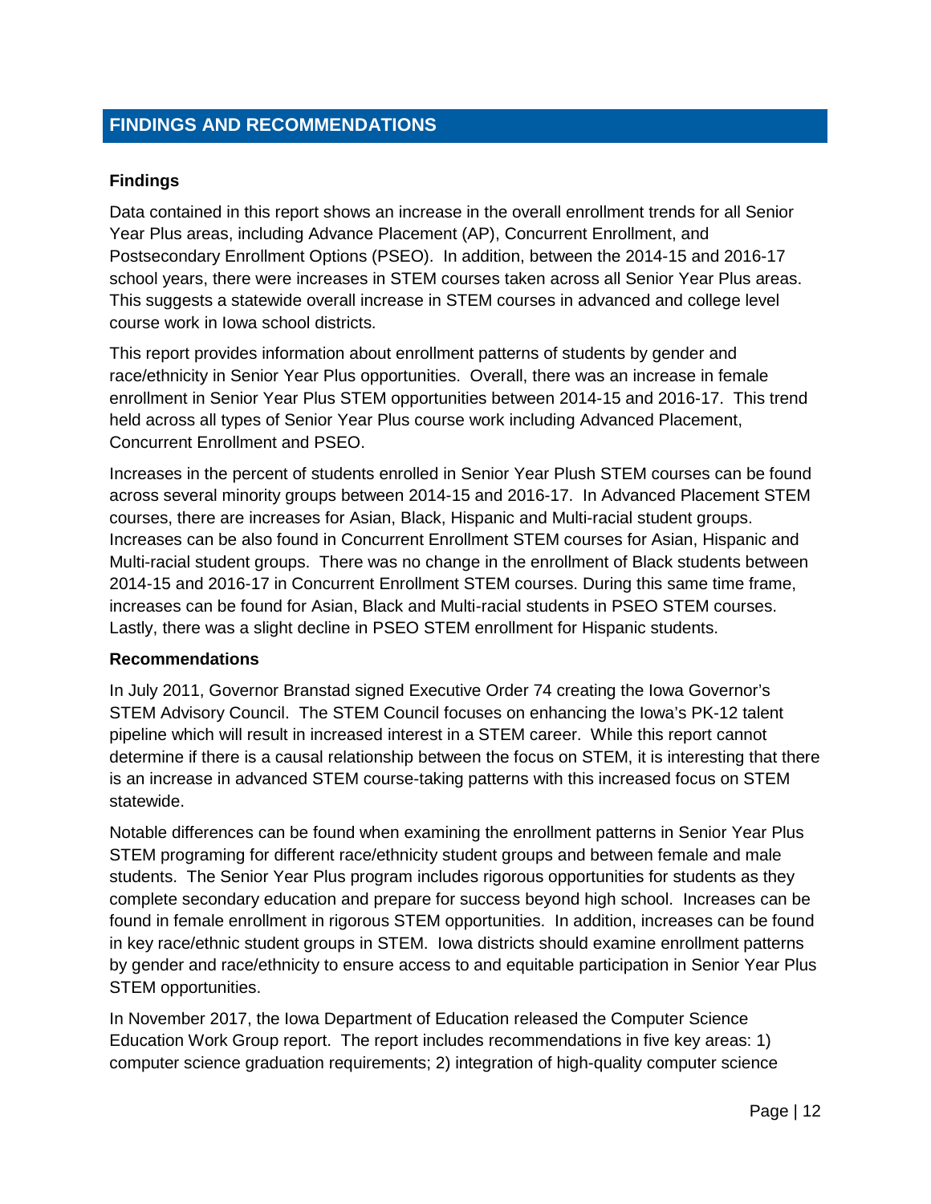## FINDINGS AND RECOMMENDATIONS

### Findings

Data contained in this report shows an increase in the overall enrollment trends for all Senior Year Plus areas, including Advance Placement (AP), Concurrent Enrollment, and Postsecondary Enrollment Options (PSEO). In addition, between the 2014-15 and 2016-17 school years, there were increases in STEM courses taken across all Senior Year Plus areas. This suggests a statewide overall increase in STEM courses in advanced and college level course work in Iowa school districts.

This report provides information about enrollment patterns of students by gender and race/ethnicity in Senior Year Plus opportunities. Overall, there was an increase in female enrollment in Senior Year Plus STEM opportunities between 2014-15 and 2016-17. This trend held across all types of Senior Year Plus course work including Advanced Placement, Concurrent Enrollment and PSEO.

Increases in the percent of students enrolled in Senior Year Plush STEM courses can be found across several minority groups between 2014-15 and 2016-17. In Advanced Placement STEM courses, there are increases for Asian, Black, Hispanic and Multi-racial student groups. Increases can be also found in Concurrent Enrollment STEM courses for Asian, Hispanic and Multi-racial student groups. There was no change in the enrollment of Black students between 2014-15 and 2016-17 in Concurrent Enrollment STEM courses. During this same time frame, increases can be found for Asian, Black and Multi-racial students in PSEO STEM courses. Lastly, there was a slight decline in PSEO STEM enrollment for Hispanic students.

### Recommendations

In July 2011, Governor Branstad signed Executive Order 74 creating the Iowa Governor's STEM Advisory Council. The STEM Council focuses on enhancing the Iowa's PK-12 talent pipeline which will result in increased interest in a STEM career. While this report cannot determine if there is a causal relationship between the focus on STEM, it is interesting that there is an increase in advanced STEM course-taking patterns with this increased focus on STEM statewide.

Notable differences can be found when examining the enrollment patterns in Senior Year Plus STEM programing for different race/ethnicity student groups and between female and male students. The Senior Year Plus program includes rigorous opportunities for students as they complete secondary education and prepare for success beyond high school. Increases can be found in female enrollment in rigorous STEM opportunities. In addition, increases can be found in key race/ethnic student groups in STEM. Iowa districts should examine enrollment patterns by gender and race/ethnicity to ensure access to and equitable participation in Senior Year Plus STEM opportunities.

In November 2017, the Iowa Department of Education released the Computer Science Education Work Group report. The report includes recommendations in five key areas: 1) computer science graduation requirements; 2) integration of high-quality computer science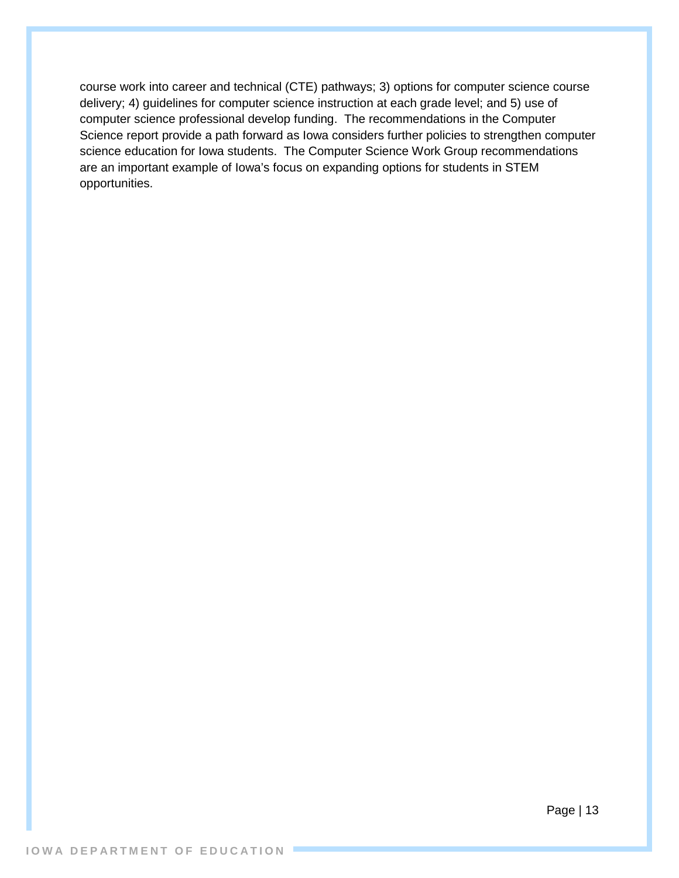course work into career and technical (CTE) pathways; 3) options for computer science course delivery; 4) guidelines for computer science instruction at each grade level; and 5) use of computer science professional develop funding. The recommendations in the Computer Science report provide a path forward as Iowa considers further policies to strengthen computer science education for Iowa students. The Computer Science Work Group recommendations are an important example of Iowa's focus on expanding options for students in STEM opportunities.